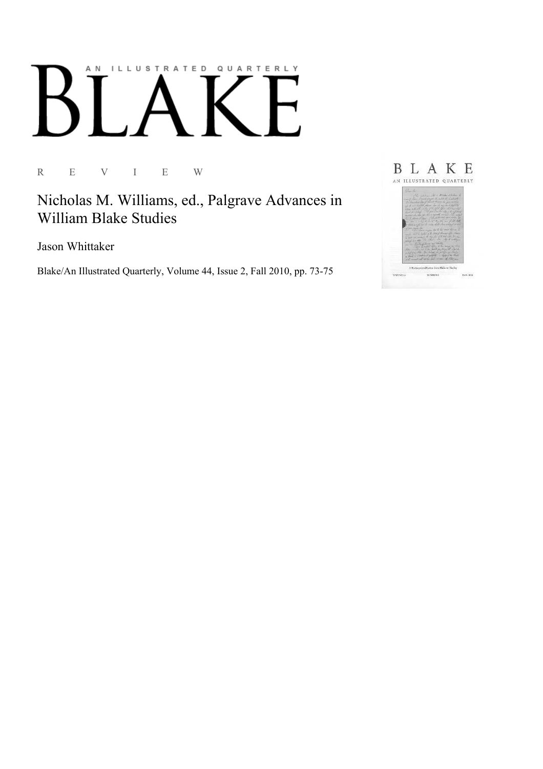# AN ILLUSTRATED QUARTERLY

# BLAKE

R E V I E W

## Nicholas M. Williams, ed., Palgrave Advances in William Blake Studies

Jason Whittaker

Blake/An Illustrated Quarterly, Volume 44, Issue 2, Fall 2010, pp. 73-75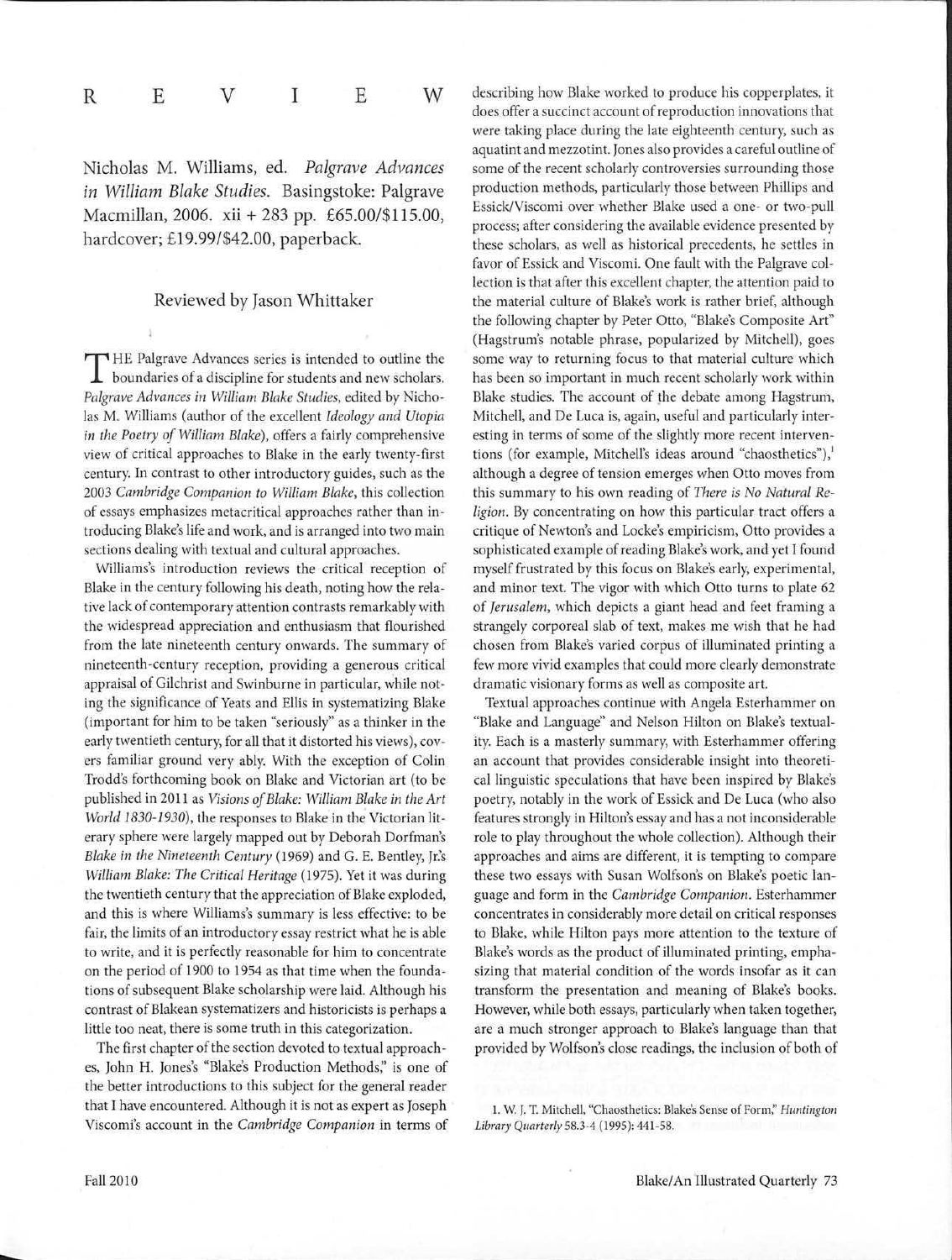# R E V I E W

Nicholas M. Williams, ed. *Palgrave Advances in William Blake Studies*. Basingstoke: Palgrave Macmillan, 2006. xii + 283 pp. £65.00/$115.00, hardcover; £19.99/$42.00, paperback.

Reviewed by Jason Whittaker

THE Palgrave Advances series is intended to outline the boundaries of a discipline for students and new scholars. *Palgrave Advances in William Blake Studies*, edited by Nicholas M. Williams (author of the excellent *Ideology and Utopia in the Poetry of William Blake*), offers a fairly comprehensive view of critical approaches to Blake in the early twenty-first century. In contrast to other introductory guides, such as the 2003 *Cambridge Companion to William Blake*, this collection of essays emphasizes metacritical approaches rather than introducing Blake's life and work, and is arranged into two main sections dealing with textual and cultural approaches.

Williams's introduction reviews the critical reception of Blake in the century following his death, noting how the relative lack of contemporary attention contrasts remarkably with the widespread appreciation and enthusiasm that flourished from the late nineteenth century onwards. The summary of nineteenth-century reception, providing a generous critical appraisal of Gilchrist and Swinburne in particular, while noting the significance of Yeats and Ellis in systematizing Blake (important for him to be taken "seriously" as a thinker in the early twentieth century, for all that it distorted his views), covers familiar ground very ably. With the exception of Colin Trodd's forthcoming book on Blake and Victorian art (to be published in 2011 as *Visions of Blake: William Blake in the Art World 1830-1930*), the responses to Blake in the Victorian literary sphere were largely mapped out by Deborah Dorfman's *Blake in the Nineteenth Century* (1969) and G. E. Bentley, Jr.'s *William Blake: The Critical Heritage* (1975). Yet it was during the twentieth century that the appreciation of Blake exploded, and this is where Williams's summary is less effective: to be fair, the limits of an introductory essay restrict what he is able to write, and it is perfectly reasonable for him to concentrate on the period of 1900 to 1954 as that time when the foundations of subsequent Blake scholarship were laid. Although his contrast of Blakean systematizers and historicists is perhaps a little too neat, there is some truth in this categorization.

The first chapter of the section devoted to textual approaches, John H. Jones's "Blake's Production Methods," is one of the better introductions to this subject for the general reader that I have encountered. Although it is not as expert as Joseph Viscomi's account in the *Cambridge Companion* in terms of describing how Blake worked to produce his copperplates, it does offer a succinct account of reproduction innovations that were taking place during the late eighteenth century, such as aquatint and mezzotint. Jones also provides a careful outline of some of the recent scholarly controversies surrounding those production methods, particularly those between Phillips and Essick/Viscomi over whether Blake used a one- or two-pull process; after considering the available evidence presented by these scholars, as well as historical precedents, he settles in favor of Essick and Viscomi. One fault with the Palgrave collection is that after this excellent chapter, the attention paid to the material culture of Blake's work is rather brief, although the following chapter by Peter Otto, "Blake's Composite Art" (Hagstrum's notable phrase, popularized by Mitchell), goes some way to returning focus to that material culture which has been so important in much recent scholarly work within Blake studies. The account of the debate among Hagstrum, Mitchell, and De Luca is, again, useful and particularly interesting in terms of some of the slightly more recent interventions (for example, Mitchell's ideas around "chaosthetics"),[1] although a degree of tension emerges when Otto moves from this summary to his own reading of *There is No Natural Religion*. By concentrating on how this particular tract offers a critique of Newton's and Locke's empiricism, Otto provides a sophisticated example of reading Blake's work, and yet I found myself frustrated by this focus on Blake's early, experimental, and minor text. The vigor with which Otto turns to plate 62 of *Jerusalem*, which depicts a giant head and feet framing a strangely corporeal slab of text, makes me wish that he had chosen from Blake's varied corpus of illuminated printing a few more vivid examples that could more clearly demonstrate dramatic visionary forms as well as composite art.

Textual approaches continue with Angela Esterhammer on "Blake and Language" and Nelson Hilton on Blake's textuality. Each is a masterly summary, with Esterhammer offering an account that provides considerable insight into theoretical linguistic speculations that have been inspired by Blake's poetry, notably in the work of Essick and De Luca (who also features strongly in Hilton's essay and has a not inconsiderable role to play throughout the whole collection). Although their approaches and aims are different, it is tempting to compare these two essays with Susan Wolfson's on Blake's poetic language and form in the *Cambridge Companion*. Esterhammer concentrates in considerably more detail on critical responses to Blake, while Hilton pays more attention to the texture of Blake's words as the product of illuminated printing, emphasizing that material condition of the words insofar as it can transform the presentation and meaning of Blake's books. However, while both essays, particularly when taken together, are a much stronger approach to Blake's language than that provided by Wolfson's close readings, the inclusion of both of

1. W. J. T. Mitchell, "Chaosthetics: Blake's Sense of Form," *Huntington Library Quarterly* 58.3-4 (1995): 441-58.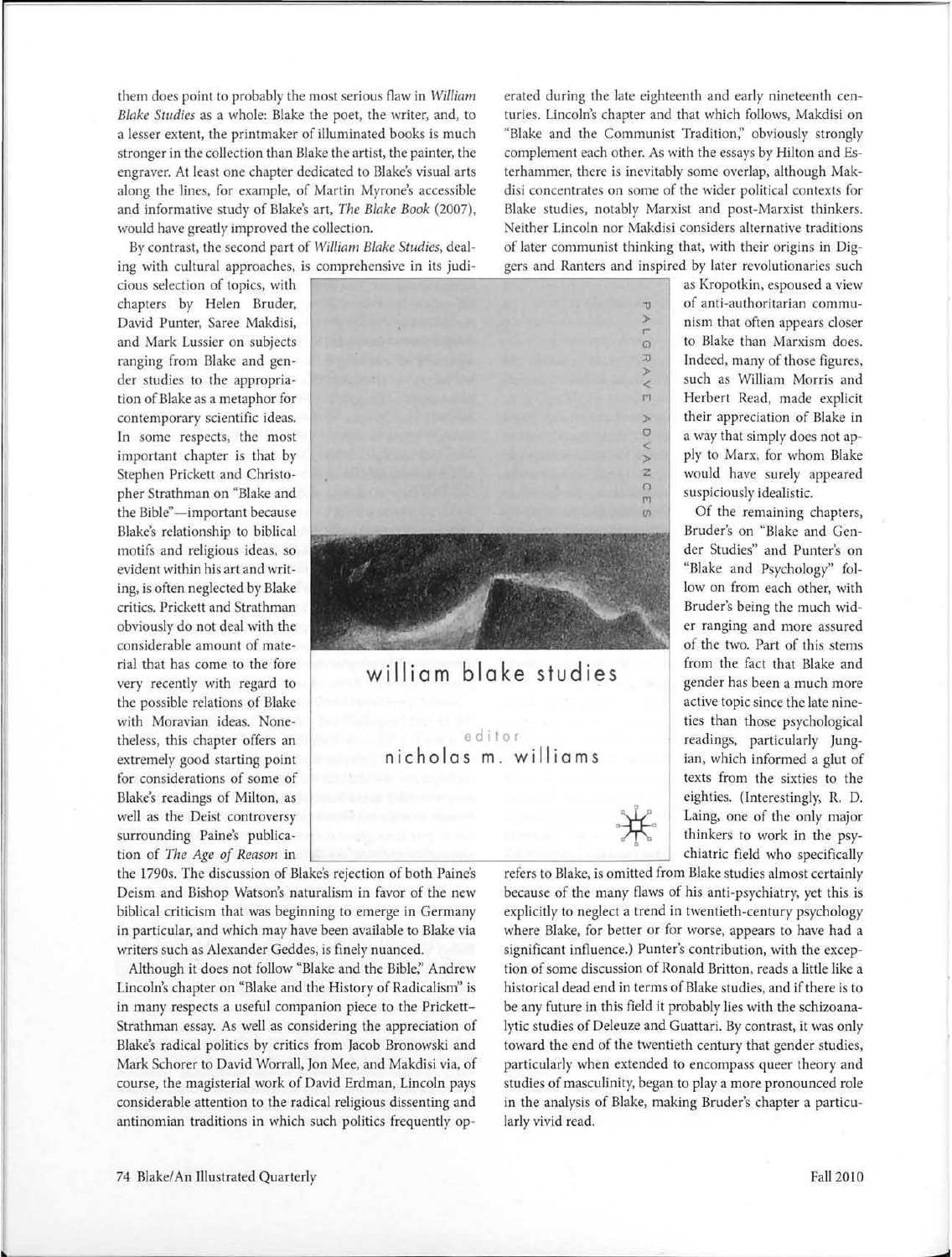them does point to probably the most serious flaw in *William Blake Studies* as a whole: Blake the poet, the writer, and, to a lesser extent, the printmaker of illuminated books is much stronger in the collection than Blake the artist, the painter, the engraver. At least one chapter dedicated to Blake's visual arts along the lines, for example, of Martin Myrone's accessible and informative study of Blake's art, *The Blake Book* (2007), would have greatly improved the collection.

By contrast, the second part of *William Blake Studies*, dealing with cultural approaches, is comprehensive in its judicious selection of topics, with chapters by Helen Bruder, David Punter, Saree Makdisi, and Mark Lussier on subjects ranging from Blake and gender studies to the appropriation of Blake as a metaphor for contemporary scientific ideas. In some respects, the most important chapter is that by Stephen Prickett and Christopher Strathman on "Blake and the Bible"—important because Blake's relationship to biblical motifs and religious ideas, so evident within his art and writing, is often neglected by Blake critics. Prickett and Strathman obviously do not deal with the considerable amount of material that has come to the fore very recently with regard to the possible relations of Blake with Moravian ideas. Nonetheless, this chapter offers an extremely good starting point for considerations of some of Blake's readings of Milton, as well as the Deist controversy surrounding Paine's publication of *The Age of Reason* in the 1790s. The discussion of Blake's rejection of both Paine's Deism and Bishop Watson's naturalism in favor of the new biblical criticism that was beginning to emerge in Germany in particular, and which may have been available to Blake via writers such as Alexander Geddes, is finely nuanced.

Although it does not follow "Blake and the Bible," Andrew Lincoln's chapter on "Blake and the History of Radicalism" is in many respects a useful companion piece to the Prickett–Strathman essay. As well as considering the appreciation of Blake's radical politics by critics from Jacob Bronowski and Mark Schorer to David Worrall, Jon Mee, and Makdisi via, of course, the magisterial work of David Erdman, Lincoln pays considerable attention to the radical religious dissenting and antinomian traditions in which such politics frequently operated during the late eighteenth and early nineteenth centuries. Lincoln's chapter and that which follows, Makdisi on "Blake and the Communist Tradition," obviously strongly complement each other. As with the essays by Hilton and Esterhammer, there is inevitably some overlap, although Makdisi concentrates on some of the wider political contexts for Blake studies, notably Marxist and post-Marxist thinkers. Neither Lincoln nor Makdisi considers alternative traditions of later communist thinking that, with their origins in Diggers and Ranters and inspired by later revolutionaries such as Kropotkin, espoused a view of anti-authoritarian communism that often appears closer to Blake than Marxism does. Indeed, many of those figures, such as William Morris and Herbert Read, made explicit their appreciation of Blake in a way that simply does not apply to Marx, for whom Blake would have surely appeared suspiciously idealistic.

Of the remaining chapters, Bruder's on "Blake and Gender Studies" and Punter's on "Blake and Psychology" follow on from each other, with Bruder's being the much wider ranging and more assured of the two. Part of this stems from the fact that Blake and gender has been a much more active topic since the late nineties than those psychological readings, particularly Jungian, which informed a glut of texts from the sixties to the eighties. (Interestingly, R. D. Laing, one of the only major thinkers to work in the psychiatric field who specifically refers to Blake, is omitted from Blake studies almost certainly because of the many flaws of his anti-psychiatry, yet this is explicitly to neglect a trend in twentieth-century psychology where Blake, for better or for worse, appears to have had a significant influence.) Punter's contribution, with the exception of some discussion of Ronald Britton, reads a little like a historical dead end in terms of Blake studies, and if there is to be any future in this field it probably lies with the schizoanalytic studies of Deleuze and Guattari. By contrast, it was only toward the end of the twentieth century that gender studies, particularly when extended to encompass queer theory and studies of masculinity, began to play a more pronounced role in the analysis of Blake, making Bruder's chapter a particularly vivid read.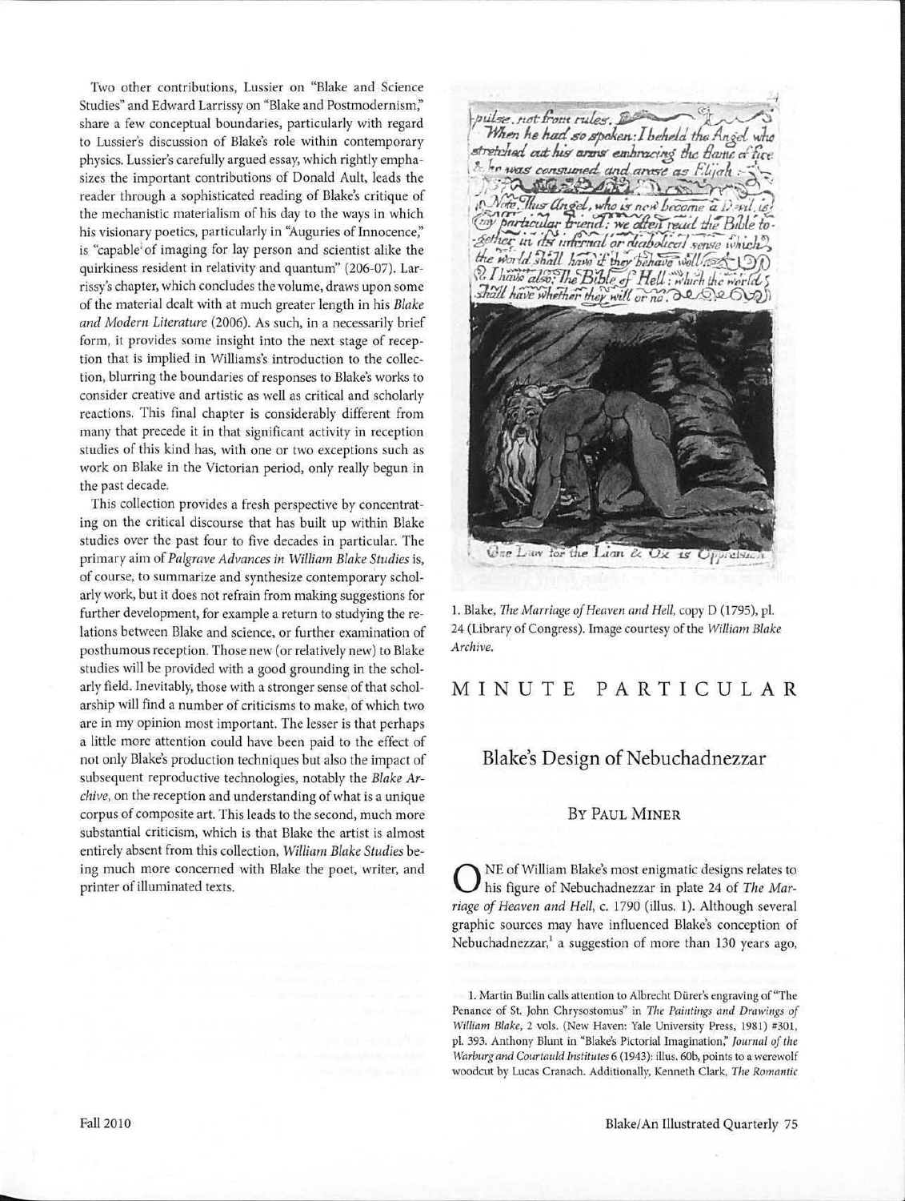Two other contributions, Lussier on "Blake and Science Studies" and Edward Larrissy on "Blake and Postmodernism," share a few conceptual boundaries, particularly with regard to Lussier's discussion of Blake's role within contemporary physics. Lussier's carefully argued essay, which rightly emphasizes the important contributions of Donald Ault, leads the reader through a sophisticated reading of Blake's critique of the mechanistic materialism of his day to the ways in which his visionary poetics, particularly in "Auguries of Innocence," is "capable of imaging for lay person and scientist alike the quirkiness resident in relativity and quantum" (206-07). Larrissy's chapter, which concludes the volume, draws upon some of the material dealt with at much greater length in his *Blake and Modern Literature* (2006). As such, in a necessarily brief form, it provides some insight into the next stage of reception that is implied in Williams's introduction to the collection, blurring the boundaries of responses to Blake's works to consider creative and artistic as well as critical and scholarly reactions. This final chapter is considerably different from many that precede it in that significant activity in reception studies of this kind has, with one or two exceptions such as work on Blake in the Victorian period, only really begun in the past decade.

This collection provides a fresh perspective by concentrating on the critical discourse that has built up within Blake studies over the past four to five decades in particular. The primary aim of *Palgrave Advances in William Blake Studies* is, of course, to summarize and synthesize contemporary scholarly work, but it does not refrain from making suggestions for further development, for example a return to studying the relations between Blake and science, or further examination of posthumous reception. Those new (or relatively new) to Blake studies will be provided with a good grounding in the scholarly field. Inevitably, those with a stronger sense of that scholarship will find a number of criticisms to make, of which two are in my opinion most important. The lesser is that perhaps a little more attention could have been paid to the effect of not only Blake's production techniques but also the impact of subsequent reproductive technologies, notably the *Blake Archive*, on the reception and understanding of what is a unique corpus of composite art. This leads to the second, much more substantial criticism, which is that Blake the artist is almost entirely absent from this collection, *William Blake Studies* being much more concerned with Blake the poet, writer, and printer of illuminated texts.

1. Blake, *The Marriage of Heaven and Hell*, copy D (1795), pl. 24 (Library of Congress). Image courtesy of the *William Blake Archive*.

# MINUTE PARTICULAR

## Blake's Design of Nebuchadnezzar

### By Paul Miner

ONE of William Blake's most enigmatic designs relates to his figure of Nebuchadnezzar in plate 24 of *The Marriage of Heaven and Hell*, c. 1790 (illus. 1). Although several graphic sources may have influenced Blake's conception of Nebuchadnezzar,[1] a suggestion of more than 130 years ago,

1. Martin Butlin calls attention to Albrecht Dürer's engraving of "The Penance of St. John Chrysostomus" in *The Paintings and Drawings of William Blake*, 2 vols. (New Haven: Yale University Press, 1981) #301, pl. 393. Anthony Blunt in "Blake's Pictorial Imagination," *Journal of the Warburg and Courtauld Institutes* 6 (1943): illus. 60b, points to a werewolf woodcut by Lucas Cranach. Additionally, Kenneth Clark, *The Romantic*